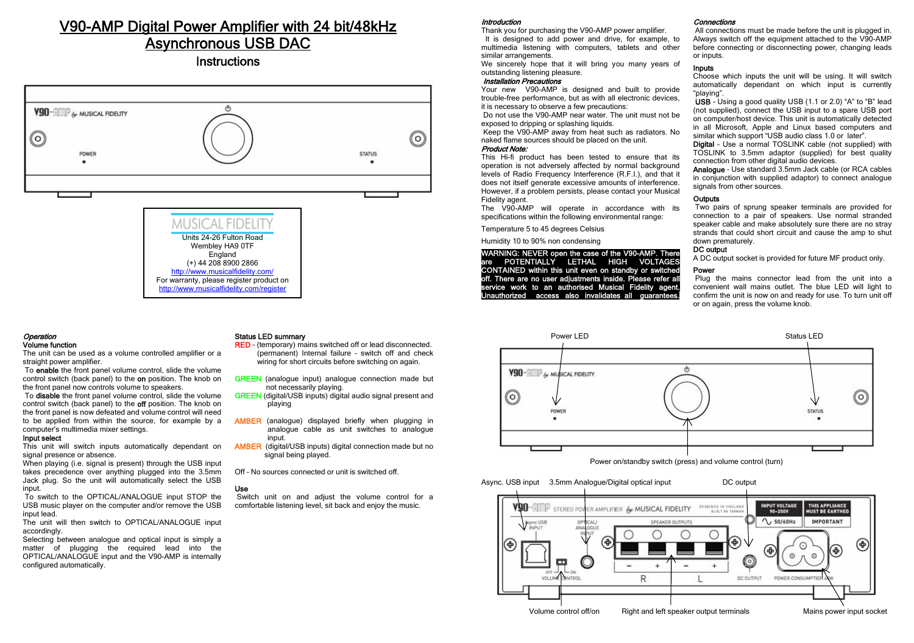# V90-AMP Digital Power Amplifier with 24 bit/48kHz Asynchronous USB DAC

## Instructions

MUSICAL FIDELITY
Units 24-26 Fulton Road
Wembley HA9 0TF
England
(+) 44 208 8900 2866
http://www.musicalfidelity.com/
For warranty, please register product on
http://www.musicalfidelity.com/register

### *Introduction*

Thank you for purchasing the V90-AMP power amplifier.
It is designed to add power and drive, for example, to multimedia listening with computers, tablets and other similar arrangements.
We sincerely hope that it will bring you many years of outstanding listening pleasure.

### *Installation Precautions*

Your new V90-AMP is designed and built to provide trouble-free performance, but as with all electronic devices, it is necessary to observe a few precautions:
Do not use the V90-AMP near water. The unit must not be exposed to dripping or splashing liquids.
Keep the V90-AMP away from heat such as radiators. No naked flame sources should be placed on the unit.

### *Product Note:*

This Hi-fi product has been tested to ensure that its operation is not adversely affected by normal background levels of Radio Frequency Interference (R.F.I.), and that it does not itself generate excessive amounts of interference. However, if a problem persists, please contact your Musical Fidelity agent.
The V90-AMP will operate in accordance with its specifications within the following environmental range:

Temperature 5 to 45 degrees Celsius

Humidity 10 to 90% non condensing

**WARNING: NEVER open the case of the V90-AMP. There are POTENTIALLY LETHAL HIGH VOLTAGES CONTAINED within this unit even on standby or switched off. There are no user adjustments inside. Please refer all service work to an authorised Musical Fidelity agent. Unauthorized access also invalidates all guarantees.**

### *Connections*

All connections must be made before the unit is plugged in. Always switch off the equipment attached to the V90-AMP before connecting or disconnecting power, changing leads or inputs.

**Inputs**
Choose which inputs the unit will be using. It will switch automatically dependant on which input is currently "playing".
**USB** - Using a good quality USB (1.1 or 2.0) "A" to "B" lead (not supplied), connect the USB input to a spare USB port on computer/host device. This unit is automatically detected in all Microsoft, Apple and Linux based computers and similar which support "USB audio class 1.0 or later".
**Digital** - Use a normal TOSLINK cable (not supplied) with TOSLINK to 3.5mm adaptor (supplied) for best quality connection from other digital audio devices.
**Analogue** - Use standard 3.5mm Jack cable (or RCA cables in conjunction with supplied adaptor) to connect analogue signals from other sources.

**Outputs**
Two pairs of sprung speaker terminals are provided for connection to a pair of speakers. Use normal stranded speaker cable and make absolutely sure there are no stray strands that could short circuit and cause the amp to shut down prematurely.

**DC output**
A DC output socket is provided for future MF product only.

**Power**
Plug the mains connector lead from the unit into a convenient wall mains outlet. The blue LED will light to confirm the unit is now on and ready for use. To turn unit off or on again, press the volume knob.

### *Operation*

**Volume function**
The unit can be used as a volume controlled amplifier or a straight power amplifier.
To **enable** the front panel volume control, slide the volume control switch (back panel) to the **on** position. The knob on the front panel now controls volume to speakers.
To **disable** the front panel volume control, slide the volume control switch (back panel) to the **off** position. The knob on the front panel is now defeated and volume control will need to be applied from within the source, for example by a computer's multimedia mixer settings.

**Input select**
This unit will switch inputs automatically dependant on signal presence or absence.
When playing (i.e. signal is present) through the USB input takes precedence over anything plugged into the 3.5mm Jack plug. So the unit will automatically select the USB input.
To switch to the OPTICAL/ANALOGUE input STOP the USB music player on the computer and/or remove the USB input lead.
The unit will then switch to OPTICAL/ANALOGUE input accordingly.
Selecting between analogue and optical input is simply a matter of plugging the required lead into the OPTICAL/ANALOGUE input and the V90-AMP is internally configured automatically.

**Status LED summary**
RED - (temporary) mains switched off or lead disconnected. (permanent) Internal failure - switch off and check wiring for short circuits before switching on again.

GREEN (analogue input) analogue connection made but not necessarily playing.
GREEN (digital/USB inputs) digital audio signal present and playing

AMBER (analogue) displayed briefly when plugging in analogue cable as unit switches to analogue input.
AMBER (digital/USB inputs) digital connection made but no signal being played.

Off - No sources connected or unit is switched off.

**Use**
Switch unit on and adjust the volume control for a comfortable listening level, sit back and enjoy the music.

Power LED — Status LED

Power on/standby switch (press) and volume control (turn)

Async. USB input — 3.5mm Analogue/Digital optical input — DC output

Volume control off/on — Right and left speaker output terminals — Mains power input socket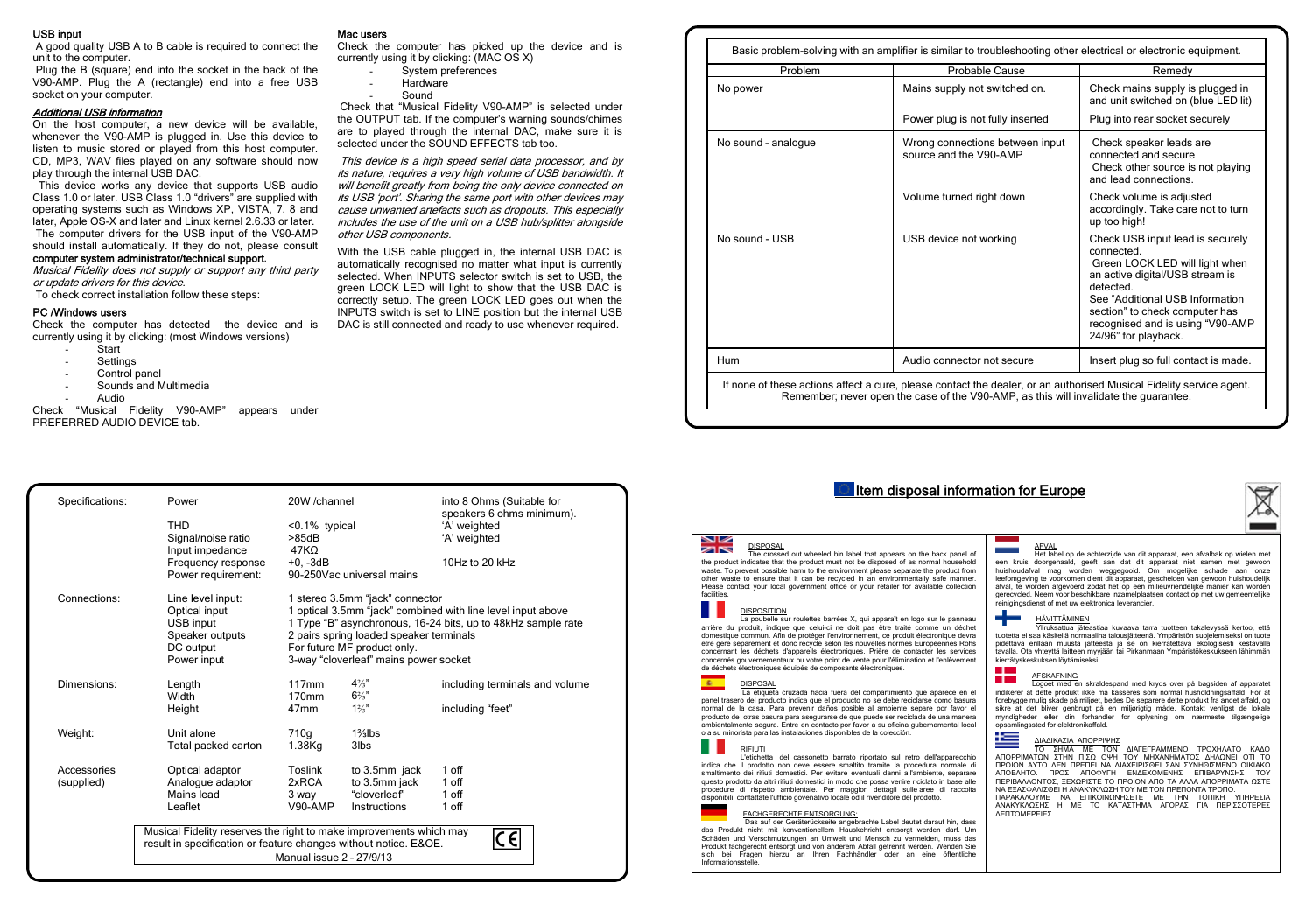## USB input

A good quality USB A to B cable is required to connect the unit to the computer.

Plug the B (square) end into the socket in the back of the V90-AMP. Plug the A (rectangle) end into a free USB socket on your computer.

### *Additional USB information*

On the host computer, a new device will be available, whenever the V90-AMP is plugged in. Use this device to listen to music stored or played from this host computer. CD, MP3, WAV files played on any software should now play through the internal USB DAC.

This device works any device that supports USB audio Class 1.0 or later. USB Class 1.0 "drivers" are supplied with operating systems such as Windows XP, VISTA, 7, 8 and later, Apple OS-X and later and Linux kernel 2.6.33 or later. The computer drivers for the USB input of the V90-AMP should install automatically. If they do not, please consult **computer system administrator/technical support**.

*Musical Fidelity does not supply or support any third party or update drivers for this device.*

To check correct installation follow these steps:

### PC /Windows users

Check the computer has detected the device and is currently using it by clicking: (most Windows versions)

- Start
- Settings
- Control panel
- Sounds and Multimedia
- Audio

Check "Musical Fidelity V90-AMP" appears under PREFERRED AUDIO DEVICE tab.

### Mac users

Check the computer has picked up the device and is currently using it by clicking: (MAC OS X)

- System preferences
- Hardware
- Sound

Check that "Musical Fidelity V90-AMP" is selected under the OUTPUT tab. If the computer's warning sounds/chimes are to played through the internal DAC, make sure it is selected under the SOUND EFFECTS tab too.

*This device is a high speed serial data processor, and by its nature, requires a very high volume of USB bandwidth. It will benefit greatly from being the only device connected on its USB 'port'. Sharing the same port with other devices may cause unwanted artefacts such as dropouts. This especially includes the use of the unit on a USB hub/splitter alongside other USB components.*

With the USB cable plugged in, the internal USB DAC is automatically recognised no matter what input is currently selected. When INPUTS selector switch is set to USB, the green LOCK LED will light to show that the USB DAC is correctly setup. The green LOCK LED goes out when the INPUTS switch is set to LINE position but the internal USB DAC is still connected and ready to use whenever required.

Basic problem-solving with an amplifier is similar to troubleshooting other electrical or electronic equipment.

| Problem | Probable Cause | Remedy |
|---|---|---|
| No power | Mains supply not switched on. | Check mains supply is plugged in and unit switched on (blue LED lit) |
| | Power plug is not fully inserted | Plug into rear socket securely |
| No sound - analogue | Wrong connections between input source and the V90-AMP | Check speaker leads are connected and secure. Check other source is not playing and lead connections. |
| | Volume turned right down | Check volume is adjusted accordingly. Take care not to turn up too high! |
| No sound - USB | USB device not working | Check USB input lead is securely connected. Green LOCK LED will light when an active digital/USB stream is detected. See "Additional USB Information section" to check computer has recognised and is using "V90-AMP 24/96" for playback. |
| Hum | Audio connector not secure | Insert plug so full contact is made. |

If none of these actions affect a cure, please contact the dealer, or an authorised Musical Fidelity service agent. Remember; never open the case of the V90-AMP, as this will invalidate the guarantee.

| | | | | |
|---|---|---|---|---|
| Specifications: | Power | 20W /channel | | into 8 Ohms (Suitable for speakers 6 ohms minimum). |
| | THD | <0.1% typical | | 'A' weighted |
| | Signal/noise ratio | >85dB | | 'A' weighted |
| | Input impedance | 47KΩ | | |
| | Frequency response | +0, -3dB | | 10Hz to 20 kHz |
| | Power requirement: | 90-250Vac universal mains | | |
| Connections: | Line level input: | 1 stereo 3.5mm "jack" connector | | |
| | Optical input | 1 optical 3.5mm "jack" combined with line level input above | | |
| | USB input | 1 Type "B" asynchronous, 16-24 bits, up to 48kHz sample rate | | |
| | Speaker outputs | 2 pairs spring loaded speaker terminals | | |
| | DC output | For future MF product only. | | |
| | Power input | 3-way "cloverleaf" mains power socket | | |
| Dimensions: | Length | 117mm | 4⅔" | including terminals and volume |
| | Width | 170mm | 6⅔" | |
| | Height | 47mm | 1⅔" | including "feet" |
| Weight: | Unit alone | 710g | 1⅔lbs | |
| | Total packed carton | 1.38Kg | 3lbs | |
| Accessories (supplied) | Optical adaptor | Toslink | to 3.5mm jack | 1 off |
| | Analogue adaptor | 2xRCA | to 3.5mm jack | 1 off |
| | Mains lead | 3 way | "cloverleaf" | 1 off |
| | Leaflet | V90-AMP | Instructions | 1 off |

Musical Fidelity reserves the right to make improvements which may result in specification or feature changes without notice. E&OE. CE

Manual issue 2 - 27/9/13

## Item disposal information for Europe

**DISPOSAL**
The crossed out wheeled bin label that appears on the back panel of the product indicates that the product must not be disposed of as normal household waste. To prevent possible harm to the environment please separate the product from other waste to ensure that it can be recycled in an environmentally safe manner. Please contact your local government office or your retailer for available collection facilities.

**DISPOSITION**
La poubelle sur roulettes barrées X, qui apparaît en logo sur le panneau arrière du produit, indique que celui-ci ne doit pas être traité comme un déchet domestique commun. Afin de protéger l'environnement, ce produit électronique devra être géré séparément et donc recyclé selon les nouvelles normes Européennes Rohs concernant les déchets d'appareils électroniques. Prière de contacter les services concernés gouvernementaux ou votre point de vente pour l'élimination et l'enlèvement de déchets électroniques équipés de composants électroniques.

**DISPOSAL**
La etiqueta cruzada hacia fuera del compartimiento que aparece en el panel trasero del producto indica que el producto no se debe reciclarse como basura normal de la casa. Para prevenir daños posible al ambiente separe por favor el producto de otras basura para asegurarse de que puede ser reciclada de una manera ambientalmente segura. Entre en contacto por favor a su oficina gubernamental local o a su minorista para las instalaciones disponibles de la colección.

**RIFIUTI**
L'etichetta del cassonetto barrato riportato sul retro dell'apparecchio indica che il prodotto non deve essere smaltito tramite la procedura normale di smaltimento dei rifiuti domestici. Per evitare eventuali danni all'ambiente, separare questo prodotto da altri rifiuti domestici in modo che possa venire riciclato in base alle procedure di rispetto ambientale. Per maggiori dettagli sulle aree di raccolta disponibili, contattare l'ufficio govenativo locale od il rivenditore del prodotto.

**FACHGERECHTE ENTSORGUNG:**
Das auf der Geräterückseite angebrachte Label deutet darauf hin, dass das Produkt nicht mit konventionellem Hauskehricht entsorgt werden darf. Um Schäden und Verschmutzungen an Umwelt und Mensch zu vermeiden, muss das Produkt fachgerecht entsorgt und von anderem Abfall getrennt werden. Wenden Sie sich bei Fragen hierzu an Ihren Fachhändler oder an eine öffentliche Informationsstelle.

**AFVAL**
Het label op de achterzijde van dit apparaat, een afvalbak op wielen met een kruis doorgehaald, geeft aan dat dit apparaat niet samen met gewoon huishoudafval mag worden weggegooid. Om mogelijke schade aan onze leefomgeving te voorkomen dient dit apparaat, gescheiden van gewoon huishoudelijk afval, te worden afgevoerd zodat het op een milieuvriendelijke manier kan worden gerecycled. Neem voor beschikbare inzamelplaatsen contact op met uw gemeentelijke reinigingsdienst of met uw elektronica leverancier.

**HÄVITTÄMINEN**
Yliruksattua jäteastiaa kuvaava tarra tuotteen takalevyssä kertoo, että tuotetta ei saa käsitellä normaalina talousjätteenä. Ympäristön suojelemiseksi on tuote pidettävä erillään muusta jätteestä ja se on kierrätettävä ekologisesti kestävällä tavalla. Ota yhteyttä laitteen myyjään tai Pirkanmaan Ympäristökeskukseen lähimmän kierrätyskeskuksen löytämiseksi.

**AFSKAFNING**
Logoet med en skraldespand med kryds over på bagsiden af apparatet indikerer at dette produkt ikke må kasseres som normal husholdningsaffald. For at forebygge mulig skade på miljøet, bedes De separere dette produkt fra andet affald, og sikre at det bliver genbrugt på en miljørigtig måde. Kontakt venligst de lokale myndigheder eller din forhandler for oplysning om nærmeste tilgængelige opsamlingssted for elektronikaffald.

**ΔΙΑΔΙΚΑΣΙΑ ΑΠΟΡΡΙΨΗΣ**
ΤΟ ΣΗΜΑ ΜΕ ΤΟΝ ΔΙΑΓΕΓΡΑΜΜΕΝΟ ΤΡΟΧΗΛΑΤΟ ΚΑΔΟ ΑΠΟΡΡΙΜΑΤΩΝ ΣΤΗΝ ΠΙΣΩ ΟΨΗ ΤΟΥ ΜΗΧΑΝΗΜΑΤΟΣ ΔΗΛΩΝΕΙ ΟΤΙ ΤΟ ΠΡΟΙΟΝ ΑΥΤΟ ΔΕΝ ΠΡΕΠΕΙ ΝΑ ΔΙΑΧΕΙΡΙΣΘΕΙ ΣΑΝ ΣΥΝΗΘΙΣΜΕΝΟ ΟΙΚΙΑΚΟ ΑΠΟΒΛΗΤΟ. ΠΡΟΣ ΑΠΟΦΥΓΗ ΕΝΔΕΧΟΜΕΝΗΣ ΕΠΙΒΑΡΥΝΣΗΣ ΤΟΥ ΠΕΡΙΒΑΛΛΟΝΤΟΣ, ΞΕΧΩΡΙΣΤΕ ΤΟ ΠΡΟΙΟΝ ΑΠΟ ΤΑ ΑΛΛΑ ΑΠΟΡΡΙΜΑΤΑ ΩΣΤΕ ΝΑ ΕΞΑΣΦΑΛΙΣΘΕΙ Η ΑΝΑΚΥΚΛΩΣΗ ΤΟΥ ΜΕ ΤΟΝ ΠΡΕΠΟΝΤΑ ΤΡΟΠΟ. ΠΑΡΑΚΑΛΟΥΜΕ ΝΑ ΕΠΙΚΟΙΝΩΝΗΣΕΤΕ ΜΕ ΤΗΝ ΤΟΠΙΚΗ ΥΠΗΡΕΣΙΑ ΑΝΑΚΥΚΛΩΣΗΣ Η ΜΕ ΤΟ ΚΑΤΑΣΤΗΜΑ ΑΓΟΡΑΣ ΓΙΑ ΠΕΡΙΣΣΟΤΕΡΕΣ ΛΕΠΤΟΜΕΡΕΙΕΣ.